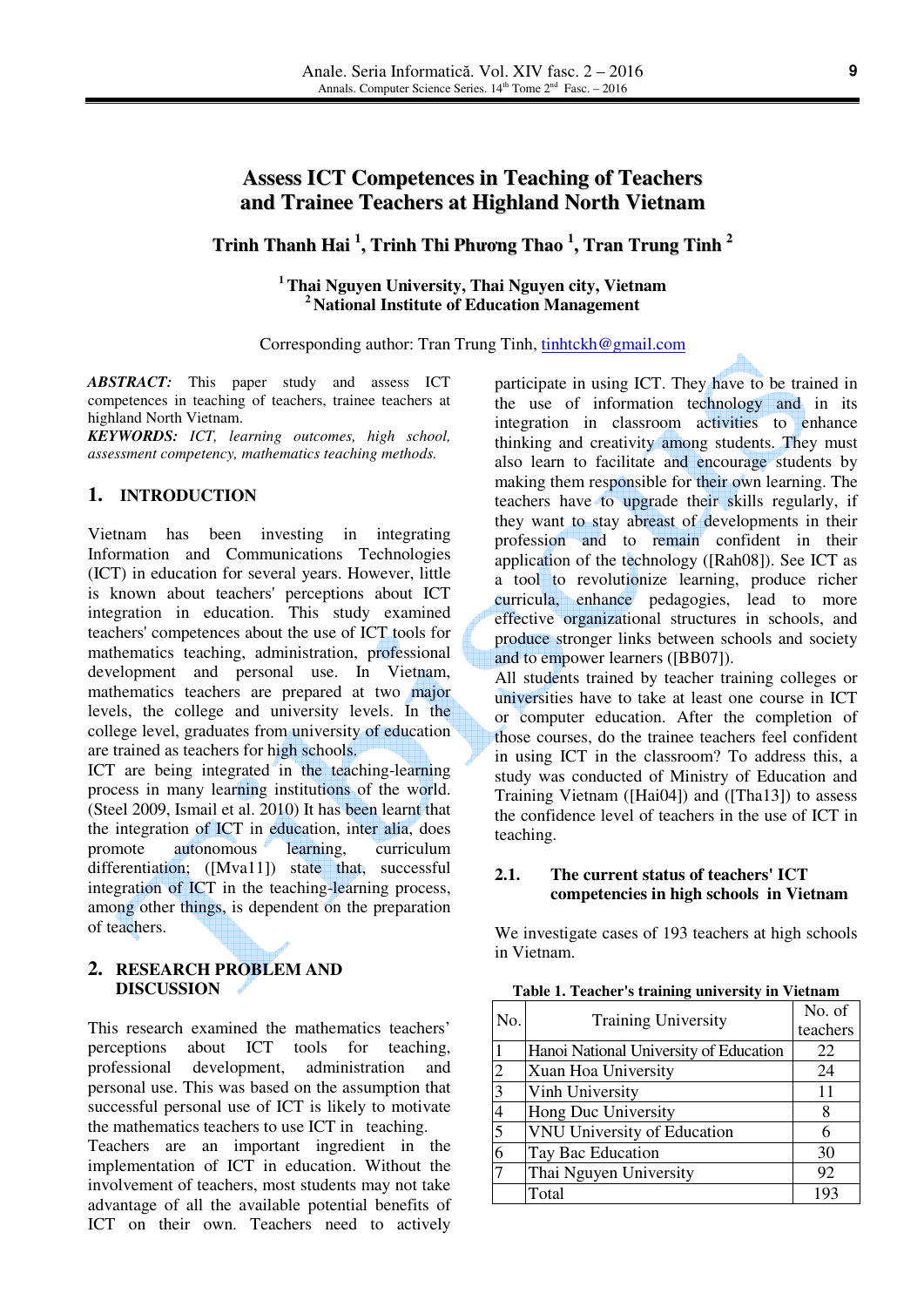# Assess ICT Competences in Teaching of Teachers and Trainee Teachers at Highland North Vietnam

**Trinh Thanh Hai [1], Trinh Thi Phương Thao [1], Tran Trung Tinh [2]**

[1] **Thai Nguyen University, Thai Nguyen city, Vietnam**
[2] **National Institute of Education Management**

Corresponding author: Tran Trung Tinh, tinhtckh@gmail.com

***ABSTRACT:*** This paper study and assess ICT competences in teaching of teachers, trainee teachers at highland North Vietnam.

***KEYWORDS:*** *ICT, learning outcomes, high school, assessment competency, mathematics teaching methods.*

## 1. INTRODUCTION

Vietnam has been investing in integrating Information and Communications Technologies (ICT) in education for several years. However, little is known about teachers' perceptions about ICT integration in education. This study examined teachers' competences about the use of ICT tools for mathematics teaching, administration, professional development and personal use. In Vietnam, mathematics teachers are prepared at two major levels, the college and university levels. In the college level, graduates from university of education are trained as teachers for high schools.

ICT are being integrated in the teaching-learning process in many learning institutions of the world. (Steel 2009, Ismail et al. 2010) It has been learnt that the integration of ICT in education, inter alia, does promote autonomous learning, curriculum differentiation; ([Mva11]) state that, successful integration of ICT in the teaching-learning process, among other things, is dependent on the preparation of teachers.

## 2. RESEARCH PROBLEM AND DISCUSSION

This research examined the mathematics teachers' perceptions about ICT tools for teaching, professional development, administration and personal use. This was based on the assumption that successful personal use of ICT is likely to motivate the mathematics teachers to use ICT in teaching.

Teachers are an important ingredient in the implementation of ICT in education. Without the involvement of teachers, most students may not take advantage of all the available potential benefits of ICT on their own. Teachers need to actively participate in using ICT. They have to be trained in the use of information technology and in its integration in classroom activities to enhance thinking and creativity among students. They must also learn to facilitate and encourage students by making them responsible for their own learning. The teachers have to upgrade their skills regularly, if they want to stay abreast of developments in their profession and to remain confident in their application of the technology ([Rah08]). See ICT as a tool to revolutionize learning, produce richer curricula, enhance pedagogies, lead to more effective organizational structures in schools, and produce stronger links between schools and society and to empower learners ([BB07]).

All students trained by teacher training colleges or universities have to take at least one course in ICT or computer education. After the completion of those courses, do the trainee teachers feel confident in using ICT in the classroom? To address this, a study was conducted of Ministry of Education and Training Vietnam ([Hai04]) and ([Tha13]) to assess the confidence level of teachers in the use of ICT in teaching.

### 2.1. The current status of teachers' ICT competencies in high schools in Vietnam

We investigate cases of 193 teachers at high schools in Vietnam.

**Table 1. Teacher's training university in Vietnam**

| No. | Training University | No. of teachers |
|---|---|---|
| 1 | Hanoi National University of Education | 22 |
| 2 | Xuan Hoa University | 24 |
| 3 | Vinh University | 11 |
| 4 | Hong Duc University | 8 |
| 5 | VNU University of Education | 6 |
| 6 | Tay Bac Education | 30 |
| 7 | Thai Nguyen University | 92 |
| | Total | 193 |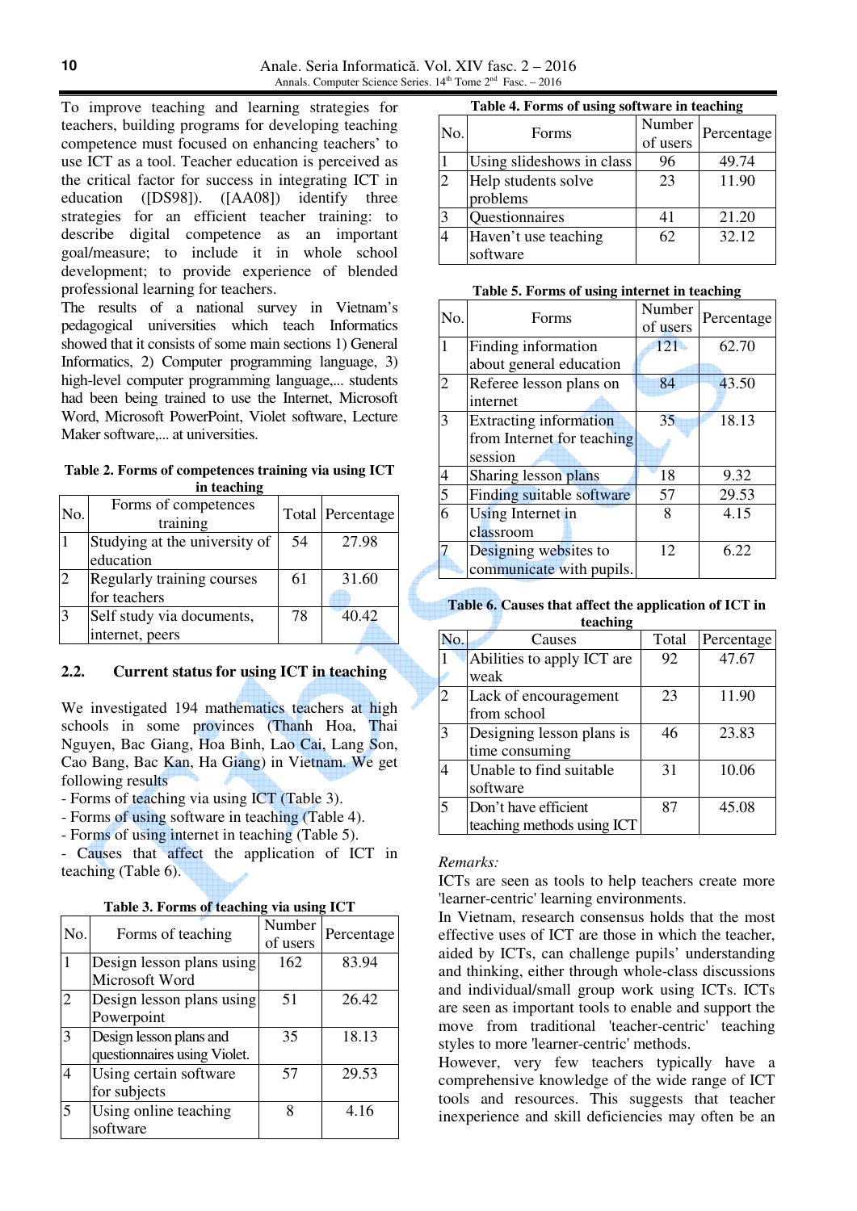To improve teaching and learning strategies for teachers, building programs for developing teaching competence must focused on enhancing teachers' to use ICT as a tool. Teacher education is perceived as the critical factor for success in integrating ICT in education ([DS98]). ([AA08]) identify three strategies for an efficient teacher training: to describe digital competence as an important goal/measure; to include it in whole school development; to provide experience of blended professional learning for teachers.

The results of a national survey in Vietnam's pedagogical universities which teach Informatics showed that it consists of some main sections 1) General Informatics, 2) Computer programming language, 3) high-level computer programming language,... students had been being trained to use the Internet, Microsoft Word, Microsoft PowerPoint, Violet software, Lecture Maker software,... at universities.

**Table 2. Forms of competences training via using ICT in teaching**

| No. | Forms of competences training | Total | Percentage |
|---|---|---|---|
| 1 | Studying at the university of education | 54 | 27.98 |
| 2 | Regularly training courses for teachers | 61 | 31.60 |
| 3 | Self study via documents, internet, peers | 78 | 40.42 |

### 2.2. Current status for using ICT in teaching

We investigated 194 mathematics teachers at high schools in some provinces (Thanh Hoa, Thai Nguyen, Bac Giang, Hoa Binh, Lao Cai, Lang Son, Cao Bang, Bac Kan, Ha Giang) in Vietnam. We get following results

- Forms of teaching via using ICT (Table 3).
- Forms of using software in teaching (Table 4).
- Forms of using internet in teaching (Table 5).
- Causes that affect the application of ICT in teaching (Table 6).

**Table 3. Forms of teaching via using ICT**

| No. | Forms of teaching | Number of users | Percentage |
|---|---|---|---|
| 1 | Design lesson plans using Microsoft Word | 162 | 83.94 |
| 2 | Design lesson plans using Powerpoint | 51 | 26.42 |
| 3 | Design lesson plans and questionnaires using Violet. | 35 | 18.13 |
| 4 | Using certain software for subjects | 57 | 29.53 |
| 5 | Using online teaching software | 8 | 4.16 |

**Table 4. Forms of using software in teaching**

| No. | Forms | Number of users | Percentage |
|---|---|---|---|
| 1 | Using slideshows in class | 96 | 49.74 |
| 2 | Help students solve problems | 23 | 11.90 |
| 3 | Questionnaires | 41 | 21.20 |
| 4 | Haven't use teaching software | 62 | 32.12 |

**Table 5. Forms of using internet in teaching**

| No. | Forms | Number of users | Percentage |
|---|---|---|---|
| 1 | Finding information about general education | 121 | 62.70 |
| 2 | Referee lesson plans on internet | 84 | 43.50 |
| 3 | Extracting information from Internet for teaching session | 35 | 18.13 |
| 4 | Sharing lesson plans | 18 | 9.32 |
| 5 | Finding suitable software | 57 | 29.53 |
| 6 | Using Internet in classroom | 8 | 4.15 |
| 7 | Designing websites to communicate with pupils. | 12 | 6.22 |

**Table 6. Causes that affect the application of ICT in teaching**

| No. | Causes | Total | Percentage |
|---|---|---|---|
| 1 | Abilities to apply ICT are weak | 92 | 47.67 |
| 2 | Lack of encouragement from school | 23 | 11.90 |
| 3 | Designing lesson plans is time consuming | 46 | 23.83 |
| 4 | Unable to find suitable software | 31 | 10.06 |
| 5 | Don't have efficient teaching methods using ICT | 87 | 45.08 |

*Remarks:*

ICTs are seen as tools to help teachers create more 'learner-centric' learning environments.

In Vietnam, research consensus holds that the most effective uses of ICT are those in which the teacher, aided by ICTs, can challenge pupils' understanding and thinking, either through whole-class discussions and individual/small group work using ICTs. ICTs are seen as important tools to enable and support the move from traditional 'teacher-centric' teaching styles to more 'learner-centric' methods.

However, very few teachers typically have a comprehensive knowledge of the wide range of ICT tools and resources. This suggests that teacher inexperience and skill deficiencies may often be an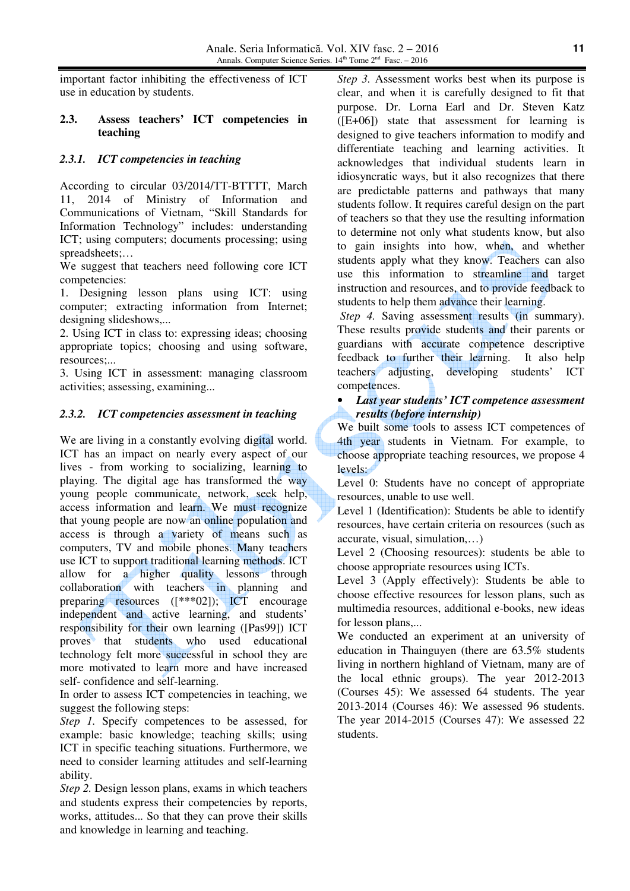important factor inhibiting the effectiveness of ICT use in education by students.

## 2.3. Assess teachers' ICT competencies in teaching

### *2.3.1. ICT competencies in teaching*

According to circular 03/2014/TT-BTTTT, March 11, 2014 of Ministry of Information and Communications of Vietnam, "Skill Standards for Information Technology" includes: understanding ICT; using computers; documents processing; using spreadsheets;…

We suggest that teachers need following core ICT competencies:

1. Designing lesson plans using ICT: using computer; extracting information from Internet; designing slideshows,...
2. Using ICT in class to: expressing ideas; choosing appropriate topics; choosing and using software, resources;...
3. Using ICT in assessment: managing classroom activities; assessing, examining...

### *2.3.2. ICT competencies assessment in teaching*

We are living in a constantly evolving digital world. ICT has an impact on nearly every aspect of our lives - from working to socializing, learning to playing. The digital age has transformed the way young people communicate, network, seek help, access information and learn. We must recognize that young people are now an online population and access is through a variety of means such as computers, TV and mobile phones. Many teachers use ICT to support traditional learning methods. ICT allow for a higher quality lessons through collaboration with teachers in planning and preparing resources ([***02]); ICT encourage independent and active learning, and students' responsibility for their own learning ([Pas99]) ICT proves that students who used educational technology felt more successful in school they are more motivated to learn more and have increased self- confidence and self-learning.

In order to assess ICT competencies in teaching, we suggest the following steps:

*Step 1.* Specify competences to be assessed, for example: basic knowledge; teaching skills; using ICT in specific teaching situations. Furthermore, we need to consider learning attitudes and self-learning ability.

*Step 2.* Design lesson plans, exams in which teachers and students express their competencies by reports, works, attitudes... So that they can prove their skills and knowledge in learning and teaching.

*Step 3.* Assessment works best when its purpose is clear, and when it is carefully designed to fit that purpose. Dr. Lorna Earl and Dr. Steven Katz ([E+06]) state that assessment for learning is designed to give teachers information to modify and differentiate teaching and learning activities. It acknowledges that individual students learn in idiosyncratic ways, but it also recognizes that there are predictable patterns and pathways that many students follow. It requires careful design on the part of teachers so that they use the resulting information to determine not only what students know, but also to gain insights into how, when, and whether students apply what they know. Teachers can also use this information to streamline and target instruction and resources, and to provide feedback to students to help them advance their learning.

*Step 4.* Saving assessment results (in summary). These results provide students and their parents or guardians with accurate competence descriptive feedback to further their learning. It also help teachers adjusting, developing students' ICT competences.

- ***Last year students' ICT competence assessment results (before internship)***

We built some tools to assess ICT competences of 4th year students in Vietnam. For example, to choose appropriate teaching resources, we propose 4 levels:

Level 0: Students have no concept of appropriate resources, unable to use well.

Level 1 (Identification): Students be able to identify resources, have certain criteria on resources (such as accurate, visual, simulation,…)

Level 2 (Choosing resources): students be able to choose appropriate resources using ICTs.

Level 3 (Apply effectively): Students be able to choose effective resources for lesson plans, such as multimedia resources, additional e-books, new ideas for lesson plans,...

We conducted an experiment at an university of education in Thainguyen (there are 63.5% students living in northern highland of Vietnam, many are of the local ethnic groups). The year 2012-2013 (Courses 45): We assessed 64 students. The year 2013-2014 (Courses 46): We assessed 96 students. The year 2014-2015 (Courses 47): We assessed 22 students.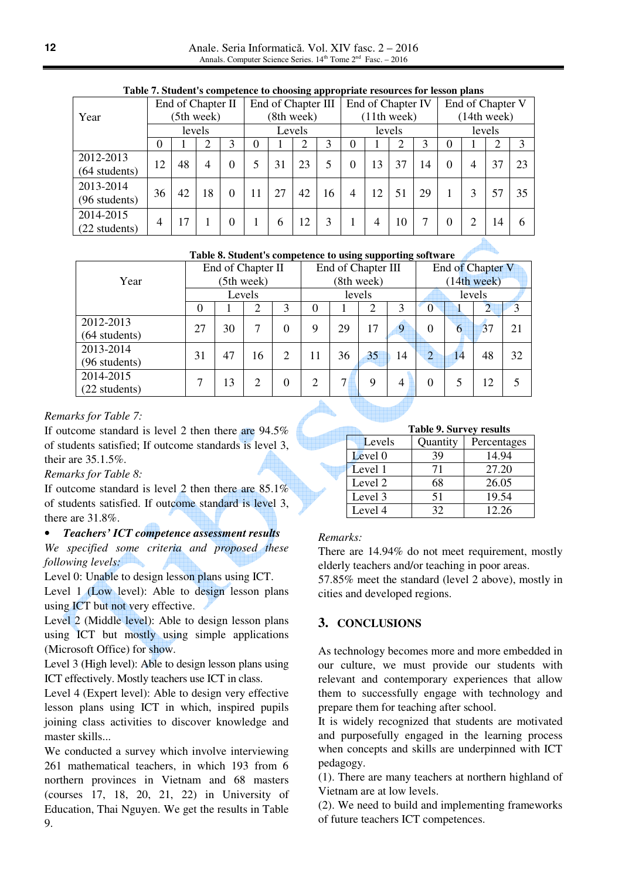**Table 7. Student's competence to choosing appropriate resources for lesson plans**

| Year | End of Chapter II (5th week) | | | | End of Chapter III (8th week) | | | | End of Chapter IV (11th week) | | | | End of Chapter V (14th week) | | | |
|---|---|---|---|---|---|---|---|---|---|---|---|---|---|---|---|---|
| | levels | | | | Levels | | | | levels | | | | levels | | | |
| | 0 | 1 | 2 | 3 | 0 | 1 | 2 | 3 | 0 | 1 | 2 | 3 | 0 | 1 | 2 | 3 |
| 2012-2013 (64 students) | 12 | 48 | 4 | 0 | 5 | 31 | 23 | 5 | 0 | 13 | 37 | 14 | 0 | 4 | 37 | 23 |
| 2013-2014 (96 students) | 36 | 42 | 18 | 0 | 11 | 27 | 42 | 16 | 4 | 12 | 51 | 29 | 1 | 3 | 57 | 35 |
| 2014-2015 (22 students) | 4 | 17 | 1 | 0 | 1 | 6 | 12 | 3 | 1 | 4 | 10 | 7 | 0 | 2 | 14 | 6 |

**Table 8. Student's competence to using supporting software**

| Year | End of Chapter II (5th week) | | | | End of Chapter III (8th week) | | | | End of Chapter V (14th week) | | | |
|---|---|---|---|---|---|---|---|---|---|---|---|---|
| | Levels | | | | levels | | | | levels | | | |
| | 0 | 1 | 2 | 3 | 0 | 1 | 2 | 3 | 0 | 1 | 2 | 3 |
| 2012-2013 (64 students) | 27 | 30 | 7 | 0 | 9 | 29 | 17 | 9 | 0 | 6 | 37 | 21 |
| 2013-2014 (96 students) | 31 | 47 | 16 | 2 | 11 | 36 | 35 | 14 | 2 | 14 | 48 | 32 |
| 2014-2015 (22 students) | 7 | 13 | 2 | 0 | 2 | 7 | 9 | 4 | 0 | 5 | 12 | 5 |

*Remarks for Table 7:*

If outcome standard is level 2 then there are 94.5% of students satisfied; If outcome standards is level 3, their are 35.1.5%.

*Remarks for Table 8:*

If outcome standard is level 2 then there are 85.1% of students satisfied. If outcome standard is level 3, there are 31.8%.

- ***Teachers' ICT competence assessment results***

*We specified some criteria and proposed these following levels:*

Level 0: Unable to design lesson plans using ICT.

Level 1 (Low level): Able to design lesson plans using ICT but not very effective.

Level 2 (Middle level): Able to design lesson plans using ICT but mostly using simple applications (Microsoft Office) for show.

Level 3 (High level): Able to design lesson plans using ICT effectively. Mostly teachers use ICT in class.

Level 4 (Expert level): Able to design very effective lesson plans using ICT in which, inspired pupils joining class activities to discover knowledge and master skills...

We conducted a survey which involve interviewing 261 mathematical teachers, in which 193 from 6 northern provinces in Vietnam and 68 masters (courses 17, 18, 20, 21, 22) in University of Education, Thai Nguyen. We get the results in Table 9.

**Table 9. Survey results**

| Levels | Quantity | Percentages |
|---|---|---|
| Level 0 | 39 | 14.94 |
| Level 1 | 71 | 27.20 |
| Level 2 | 68 | 26.05 |
| Level 3 | 51 | 19.54 |
| Level 4 | 32 | 12.26 |

*Remarks:*

There are 14.94% do not meet requirement, mostly elderly teachers and/or teaching in poor areas.

57.85% meet the standard (level 2 above), mostly in cities and developed regions.

## 3. CONCLUSIONS

As technology becomes more and more embedded in our culture, we must provide our students with relevant and contemporary experiences that allow them to successfully engage with technology and prepare them for teaching after school.

It is widely recognized that students are motivated and purposefully engaged in the learning process when concepts and skills are underpinned with ICT pedagogy.

(1). There are many teachers at northern highland of Vietnam are at low levels.

(2). We need to build and implementing frameworks of future teachers ICT competences.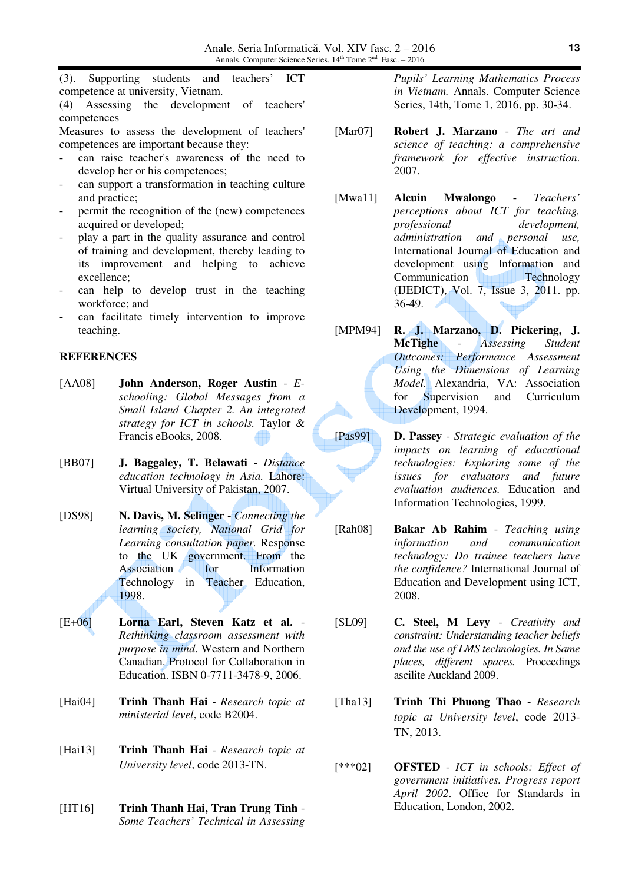(3). Supporting students and teachers' ICT competence at university, Vietnam.

(4) Assessing the development of teachers' competences

Measures to assess the development of teachers' competences are important because they:

- can raise teacher's awareness of the need to develop her or his competences;
- can support a transformation in teaching culture and practice;
- permit the recognition of the (new) competences acquired or developed;
- play a part in the quality assurance and control of training and development, thereby leading to its improvement and helping to achieve excellence;
- can help to develop trust in the teaching workforce; and
- can facilitate timely intervention to improve teaching.

## REFERENCES

[AA08] **John Anderson, Roger Austin** - *E-schooling: Global Messages from a Small Island Chapter 2. An integrated strategy for ICT in schools.* Taylor & Francis eBooks, 2008.

[BB07] **J. Baggaley, T. Belawati** - *Distance education technology in Asia.* Lahore: Virtual University of Pakistan, 2007.

[DS98] **N. Davis, M. Selinger** - *Connecting the learning society, National Grid for Learning consultation paper.* Response to the UK government. From the Association for Information Technology in Teacher Education, 1998.

[E+06] **Lorna Earl, Steven Katz et al.** - *Rethinking classroom assessment with purpose in mind*. Western and Northern Canadian. Protocol for Collaboration in Education. ISBN 0-7711-3478-9, 2006.

[Hai04] **Trinh Thanh Hai** - *Research topic at ministerial level*, code B2004.

[Hai13] **Trinh Thanh Hai** - *Research topic at University level*, code 2013-TN.

[HT16] **Trinh Thanh Hai, Tran Trung Tinh** - *Some Teachers' Technical in Assessing Pupils' Learning Mathematics Process in Vietnam.* Annals. Computer Science Series, 14th, Tome 1, 2016, pp. 30-34.

[Mar07] **Robert J. Marzano** - *The art and science of teaching: a comprehensive framework for effective instruction*. 2007.

[Mwa11] **Alcuin Mwalongo** - *Teachers' perceptions about ICT for teaching, professional development, administration and personal use,* International Journal of Education and development using Information and Communication Technology (IJEDICT), Vol. 7, Issue 3, 2011. pp. 36-49.

[MPM94] **R. J. Marzano, D. Pickering, J. McTighe** - *Assessing Student Outcomes: Performance Assessment Using the Dimensions of Learning Model.* Alexandria, VA: Association for Supervision and Curriculum Development, 1994.

[Pas99] **D. Passey** - *Strategic evaluation of the impacts on learning of educational technologies: Exploring some of the issues for evaluators and future evaluation audiences.* Education and Information Technologies, 1999.

[Rah08] **Bakar Ab Rahim** - *Teaching using information and communication technology: Do trainee teachers have the confidence?* International Journal of Education and Development using ICT, 2008.

[SL09] **C. Steel, M Levy** - *Creativity and constraint: Understanding teacher beliefs and the use of LMS technologies. In Same places, different spaces.* Proceedings ascilite Auckland 2009.

[Tha13] **Trinh Thi Phuong Thao** - *Research topic at University level*, code 2013-TN, 2013.

[***02] **OFSTED** - *ICT in schools: Effect of government initiatives. Progress report April 2002.* Office for Standards in Education, London, 2002.